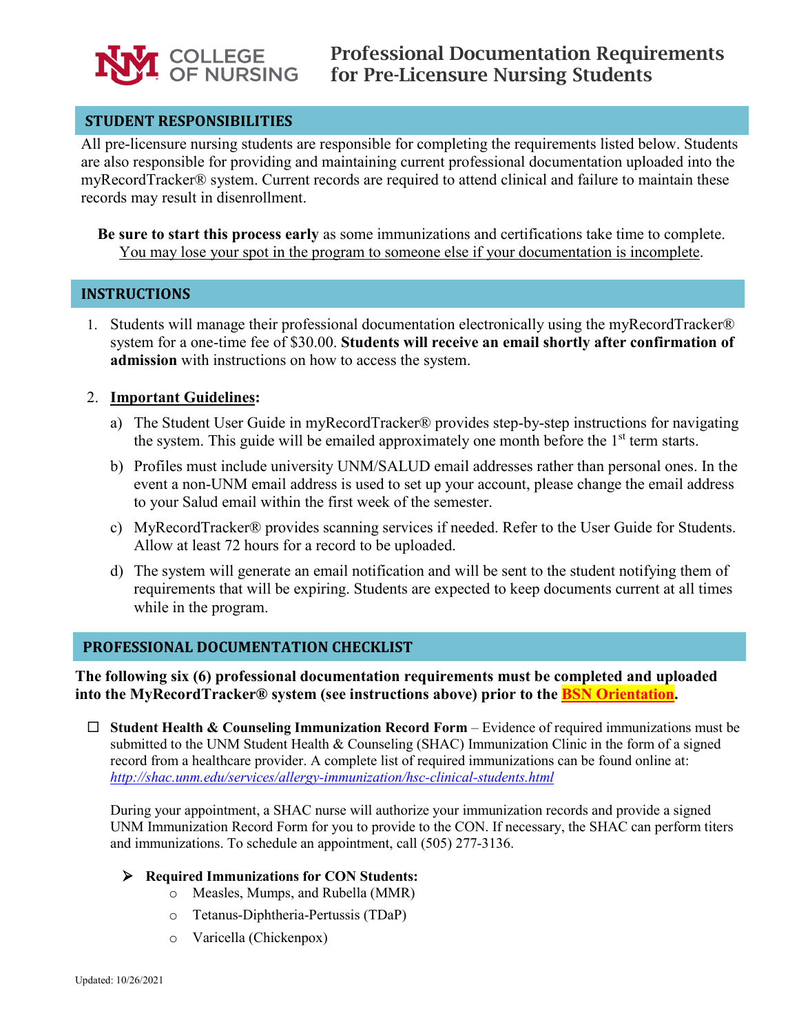# COLLEGE OF NURSING

# Professional Documentation Requirements for Pre-Licensure Nursing Students

## STUDENT RESPONSIBILITIES

All pre-licensure nursing students are responsible for completing the requirements listed below. Students are also responsible for providing and maintaining current professional documentation uploaded into the myRecordTracker® system. Current records are required to attend clinical and failure to maintain these records may result in disenrollment.

**Be sure to start this process early** as some immunizations and certifications take time to complete. You may lose your spot in the program to someone else if your documentation is incomplete.

## INSTRUCTIONS

1. Students will manage their professional documentation electronically using the myRecordTracker® system for a one-time fee of $30.00. **Students will receive an email shortly after confirmation of admission** with instructions on how to access the system.

2. **Important Guidelines:**
   a) The Student User Guide in myRecordTracker® provides step-by-step instructions for navigating the system. This guide will be emailed approximately one month before the 1st term starts.
   b) Profiles must include university UNM/SALUD email addresses rather than personal ones. In the event a non-UNM email address is used to set up your account, please change the email address to your Salud email within the first week of the semester.
   c) MyRecordTracker® provides scanning services if needed. Refer to the User Guide for Students. Allow at least 72 hours for a record to be uploaded.
   d) The system will generate an email notification and will be sent to the student notifying them of requirements that will be expiring. Students are expected to keep documents current at all times while in the program.

## PROFESSIONAL DOCUMENTATION CHECKLIST

**The following six (6) professional documentation requirements must be completed and uploaded into the MyRecordTracker® system (see instructions above) prior to the BSN Orientation.**

☐ **Student Health & Counseling Immunization Record Form** – Evidence of required immunizations must be submitted to the UNM Student Health & Counseling (SHAC) Immunization Clinic in the form of a signed record from a healthcare provider. A complete list of required immunizations can be found online at: *http://shac.unm.edu/services/allergy-immunization/hsc-clinical-students.html*

During your appointment, a SHAC nurse will authorize your immunization records and provide a signed UNM Immunization Record Form for you to provide to the CON. If necessary, the SHAC can perform titers and immunizations. To schedule an appointment, call (505) 277-3136.

- **Required Immunizations for CON Students:**
  - Measles, Mumps, and Rubella (MMR)
  - Tetanus-Diphtheria-Pertussis (TDaP)
  - Varicella (Chickenpox)

Updated: 10/26/2021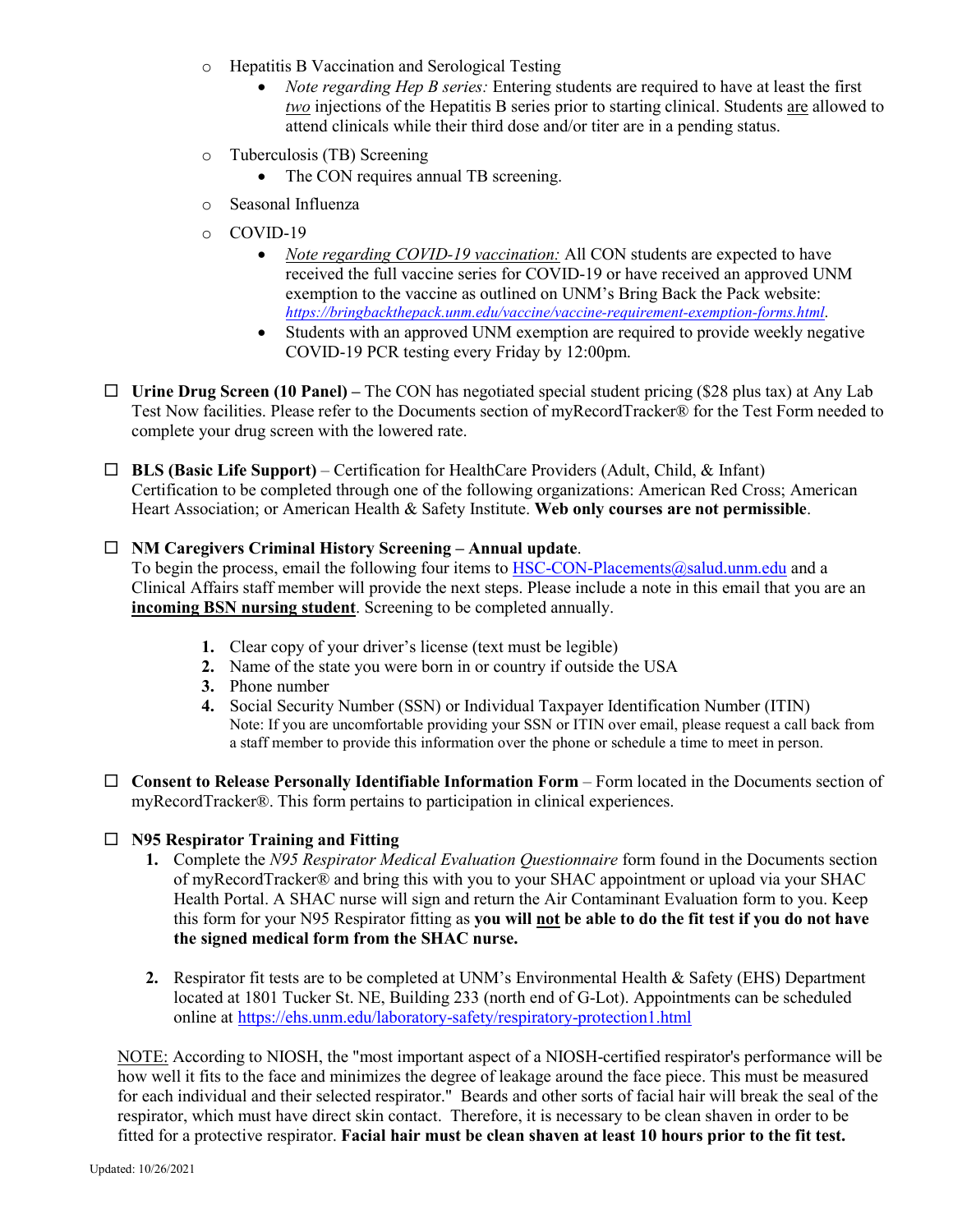- Hepatitis B Vaccination and Serological Testing
  - *Note regarding Hep B series:* Entering students are required to have at least the first *two* injections of the Hepatitis B series prior to starting clinical. Students are allowed to attend clinicals while their third dose and/or titer are in a pending status.
- Tuberculosis (TB) Screening
  - The CON requires annual TB screening.
- Seasonal Influenza
- COVID-19
  - *Note regarding COVID-19 vaccination:* All CON students are expected to have received the full vaccine series for COVID-19 or have received an approved UNM exemption to the vaccine as outlined on UNM's Bring Back the Pack website: *https://bringbackthepack.unm.edu/vaccine/vaccine-requirement-exemption-forms.html*.
  - Students with an approved UNM exemption are required to provide weekly negative COVID-19 PCR testing every Friday by 12:00pm.

☐ **Urine Drug Screen (10 Panel) –** The CON has negotiated special student pricing ($28 plus tax) at Any Lab Test Now facilities. Please refer to the Documents section of myRecordTracker® for the Test Form needed to complete your drug screen with the lowered rate.

☐ **BLS (Basic Life Support)** – Certification for HealthCare Providers (Adult, Child, & Infant) Certification to be completed through one of the following organizations: American Red Cross; American Heart Association; or American Health & Safety Institute. **Web only courses are not permissible**.

☐ **NM Caregivers Criminal History Screening – Annual update**.
To begin the process, email the following four items to HSC-CON-Placements@salud.unm.edu and a Clinical Affairs staff member will provide the next steps. Please include a note in this email that you are an **incoming BSN nursing student**. Screening to be completed annually.

1. Clear copy of your driver's license (text must be legible)
2. Name of the state you were born in or country if outside the USA
3. Phone number
4. Social Security Number (SSN) or Individual Taxpayer Identification Number (ITIN)
   Note: If you are uncomfortable providing your SSN or ITIN over email, please request a call back from a staff member to provide this information over the phone or schedule a time to meet in person.

☐ **Consent to Release Personally Identifiable Information Form** – Form located in the Documents section of myRecordTracker®. This form pertains to participation in clinical experiences.

☐ **N95 Respirator Training and Fitting**

1. Complete the *N95 Respirator Medical Evaluation Questionnaire* form found in the Documents section of myRecordTracker® and bring this with you to your SHAC appointment or upload via your SHAC Health Portal. A SHAC nurse will sign and return the Air Contaminant Evaluation form to you. Keep this form for your N95 Respirator fitting as **you will not be able to do the fit test if you do not have the signed medical form from the SHAC nurse.**

2. Respirator fit tests are to be completed at UNM's Environmental Health & Safety (EHS) Department located at 1801 Tucker St. NE, Building 233 (north end of G-Lot). Appointments can be scheduled online at https://ehs.unm.edu/laboratory-safety/respiratory-protection1.html

NOTE: According to NIOSH, the "most important aspect of a NIOSH-certified respirator's performance will be how well it fits to the face and minimizes the degree of leakage around the face piece. This must be measured for each individual and their selected respirator." Beards and other sorts of facial hair will break the seal of the respirator, which must have direct skin contact. Therefore, it is necessary to be clean shaven in order to be fitted for a protective respirator. **Facial hair must be clean shaven at least 10 hours prior to the fit test.**

Updated: 10/26/2021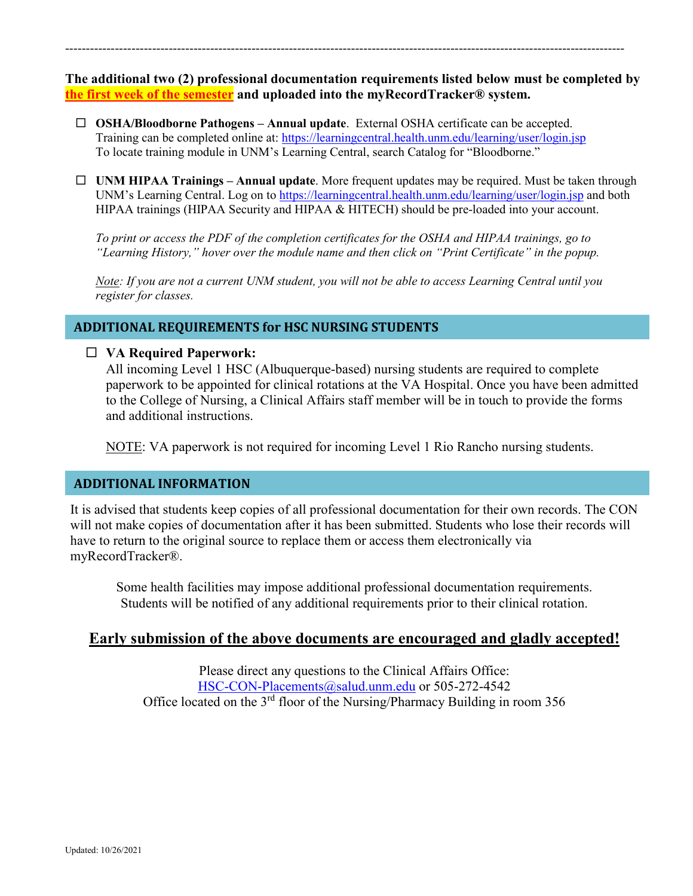---

**The additional two (2) professional documentation requirements listed below must be completed by the first week of the semester and uploaded into the myRecordTracker® system.**

- ☐ **OSHA/Bloodborne Pathogens – Annual update**. External OSHA certificate can be accepted. Training can be completed online at: https://learningcentral.health.unm.edu/learning/user/login.jsp To locate training module in UNM's Learning Central, search Catalog for "Bloodborne."

- ☐ **UNM HIPAA Trainings – Annual update**. More frequent updates may be required. Must be taken through UNM's Learning Central. Log on to https://learningcentral.health.unm.edu/learning/user/login.jsp and both HIPAA trainings (HIPAA Security and HIPAA & HITECH) should be pre-loaded into your account.

*To print or access the PDF of the completion certificates for the OSHA and HIPAA trainings, go to "Learning History," hover over the module name and then click on "Print Certificate" in the popup.*

*Note: If you are not a current UNM student, you will not be able to access Learning Central until you register for classes.*

## ADDITIONAL REQUIREMENTS for HSC NURSING STUDENTS

- ☐ **VA Required Paperwork:**
  All incoming Level 1 HSC (Albuquerque-based) nursing students are required to complete paperwork to be appointed for clinical rotations at the VA Hospital. Once you have been admitted to the College of Nursing, a Clinical Affairs staff member will be in touch to provide the forms and additional instructions.

  NOTE: VA paperwork is not required for incoming Level 1 Rio Rancho nursing students.

## ADDITIONAL INFORMATION

It is advised that students keep copies of all professional documentation for their own records. The CON will not make copies of documentation after it has been submitted. Students who lose their records will have to return to the original source to replace them or access them electronically via myRecordTracker®.

Some health facilities may impose additional professional documentation requirements. Students will be notified of any additional requirements prior to their clinical rotation.

**Early submission of the above documents are encouraged and gladly accepted!**

Please direct any questions to the Clinical Affairs Office:
HSC-CON-Placements@salud.unm.edu or 505-272-4542
Office located on the 3rd floor of the Nursing/Pharmacy Building in room 356

Updated: 10/26/2021